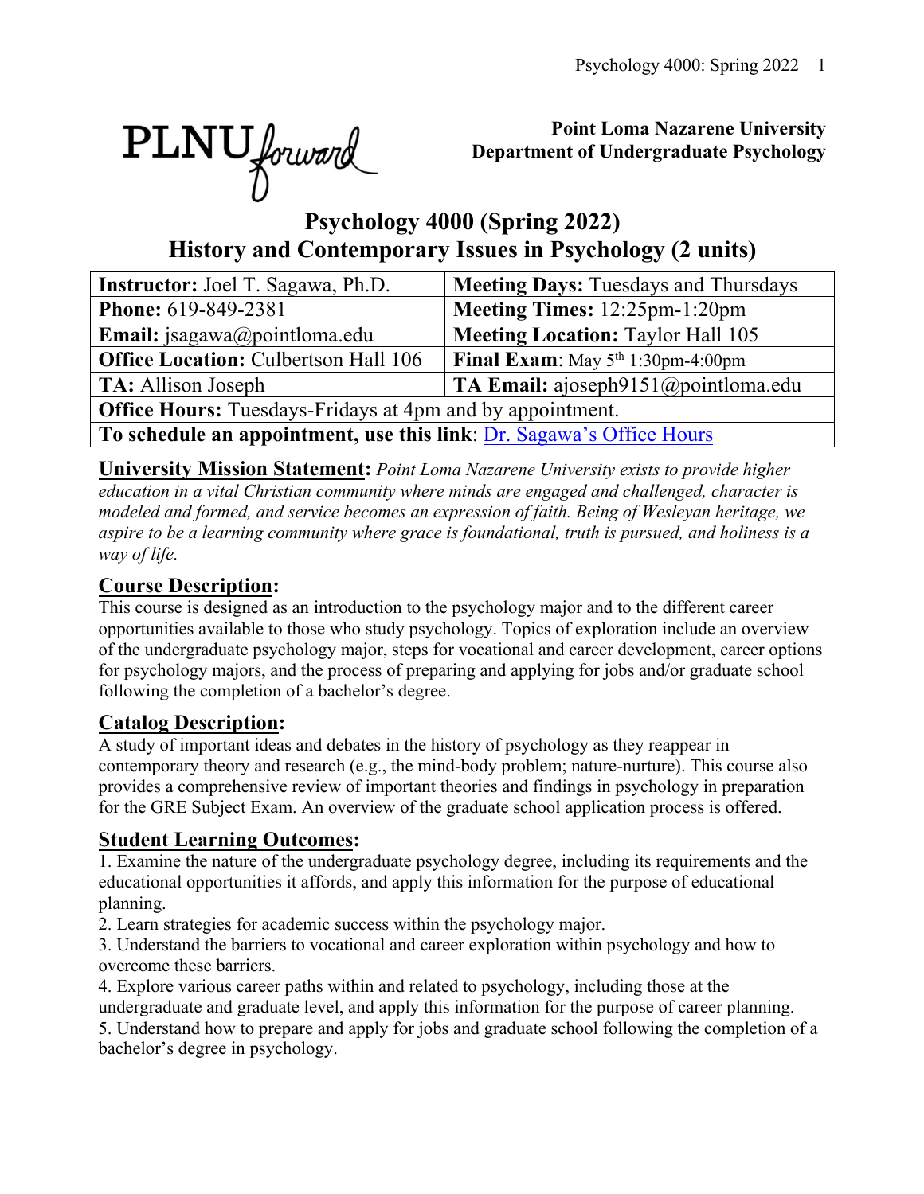**Point Loma Nazarene University**
**Department of Undergraduate Psychology**

# Psychology 4000 (Spring 2022)
# History and Contemporary Issues in Psychology (2 units)

| **Instructor:** Joel T. Sagawa, Ph.D. | **Meeting Days:** Tuesdays and Thursdays |
|---|---|
| **Phone:** 619-849-2381 | **Meeting Times:** 12:25pm-1:20pm |
| **Email:** jsagawa@pointloma.edu | **Meeting Location:** Taylor Hall 105 |
| **Office Location:** Culbertson Hall 106 | **Final Exam**: May 5th 1:30pm-4:00pm |
| **TA:** Allison Joseph | **TA Email:** ajoseph9151@pointloma.edu |
| **Office Hours:** Tuesdays-Fridays at 4pm and by appointment. | |
| **To schedule an appointment, use this link**: Dr. Sagawa's Office Hours | |

**University Mission Statement:** *Point Loma Nazarene University exists to provide higher education in a vital Christian community where minds are engaged and challenged, character is modeled and formed, and service becomes an expression of faith. Being of Wesleyan heritage, we aspire to be a learning community where grace is foundational, truth is pursued, and holiness is a way of life.*

## Course Description:

This course is designed as an introduction to the psychology major and to the different career opportunities available to those who study psychology. Topics of exploration include an overview of the undergraduate psychology major, steps for vocational and career development, career options for psychology majors, and the process of preparing and applying for jobs and/or graduate school following the completion of a bachelor's degree.

## Catalog Description:

A study of important ideas and debates in the history of psychology as they reappear in contemporary theory and research (e.g., the mind-body problem; nature-nurture). This course also provides a comprehensive review of important theories and findings in psychology in preparation for the GRE Subject Exam. An overview of the graduate school application process is offered.

## Student Learning Outcomes:

1. Examine the nature of the undergraduate psychology degree, including its requirements and the educational opportunities it affords, and apply this information for the purpose of educational planning.
2. Learn strategies for academic success within the psychology major.
3. Understand the barriers to vocational and career exploration within psychology and how to overcome these barriers.
4. Explore various career paths within and related to psychology, including those at the undergraduate and graduate level, and apply this information for the purpose of career planning.
5. Understand how to prepare and apply for jobs and graduate school following the completion of a bachelor's degree in psychology.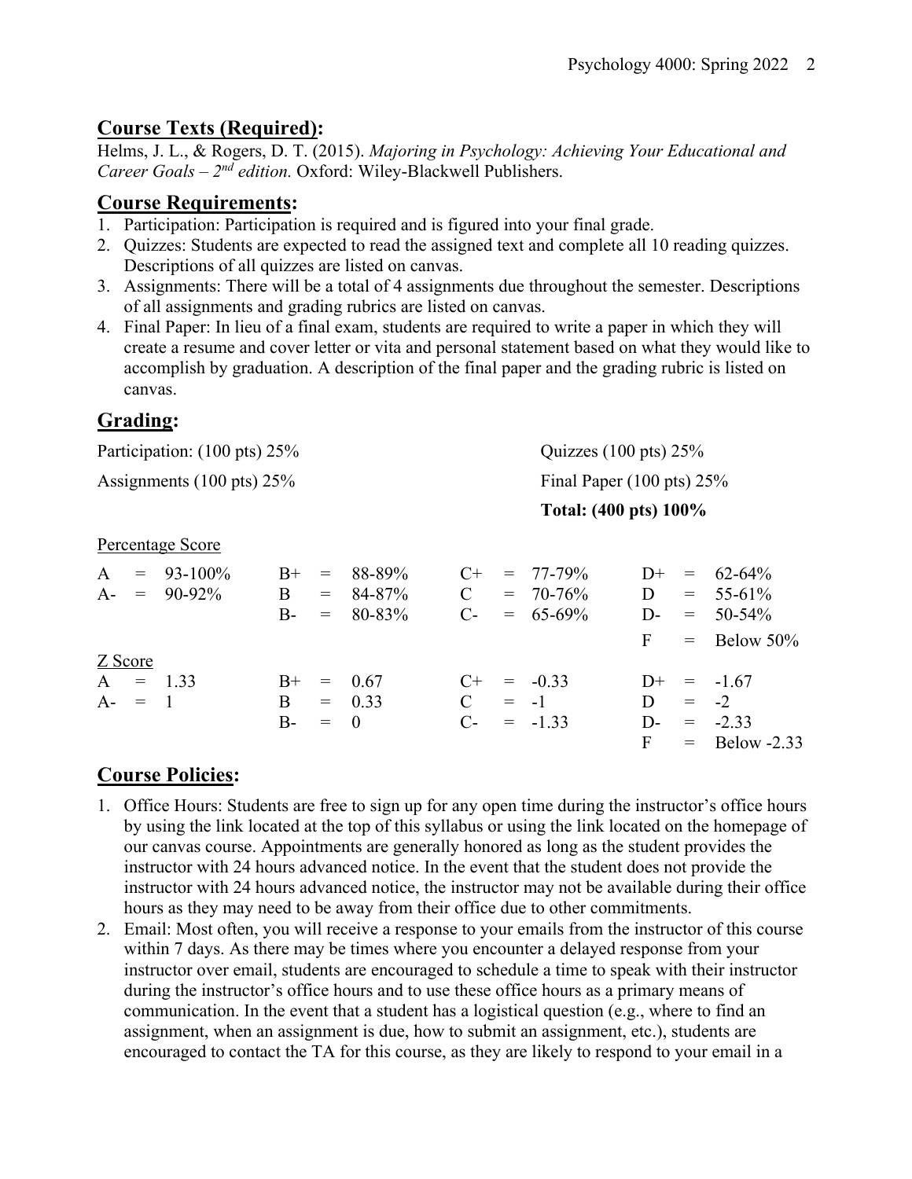## **Course Texts (Required):**

Helms, J. L., & Rogers, D. T. (2015). *Majoring in Psychology: Achieving Your Educational and Career Goals – 2nd edition.* Oxford: Wiley-Blackwell Publishers.

## **Course Requirements:**

1. Participation: Participation is required and is figured into your final grade.
2. Quizzes: Students are expected to read the assigned text and complete all 10 reading quizzes. Descriptions of all quizzes are listed on canvas.
3. Assignments: There will be a total of 4 assignments due throughout the semester. Descriptions of all assignments and grading rubrics are listed on canvas.
4. Final Paper: In lieu of a final exam, students are required to write a paper in which they will create a resume and cover letter or vita and personal statement based on what they would like to accomplish by graduation. A description of the final paper and the grading rubric is listed on canvas.

## **Grading:**

| | |
|---|---|
| Participation: (100 pts) 25% | Quizzes (100 pts) 25% |
| Assignments (100 pts) 25% | Final Paper (100 pts) 25% |
| | **Total: (400 pts) 100%** |

Percentage Score

| | | | |
|---|---|---|---|
| A = 93-100% | B+ = 88-89% | C+ = 77-79% | D+ = 62-64% |
| A- = 90-92% | B = 84-87% | C = 70-76% | D = 55-61% |
| | B- = 80-83% | C- = 65-69% | D- = 50-54% |
| | | | F = Below 50% |

Z Score

| | | | |
|---|---|---|---|
| A = 1.33 | B+ = 0.67 | C+ = -0.33 | D+ = -1.67 |
| A- = 1 | B = 0.33 | C = -1 | D = -2 |
| | B- = 0 | C- = -1.33 | D- = -2.33 |
| | | | F = Below -2.33 |

## **Course Policies:**

1. Office Hours: Students are free to sign up for any open time during the instructor's office hours by using the link located at the top of this syllabus or using the link located on the homepage of our canvas course. Appointments are generally honored as long as the student provides the instructor with 24 hours advanced notice. In the event that the student does not provide the instructor with 24 hours advanced notice, the instructor may not be available during their office hours as they may need to be away from their office due to other commitments.
2. Email: Most often, you will receive a response to your emails from the instructor of this course within 7 days. As there may be times where you encounter a delayed response from your instructor over email, students are encouraged to schedule a time to speak with their instructor during the instructor's office hours and to use these office hours as a primary means of communication. In the event that a student has a logistical question (e.g., where to find an assignment, when an assignment is due, how to submit an assignment, etc.), students are encouraged to contact the TA for this course, as they are likely to respond to your email in a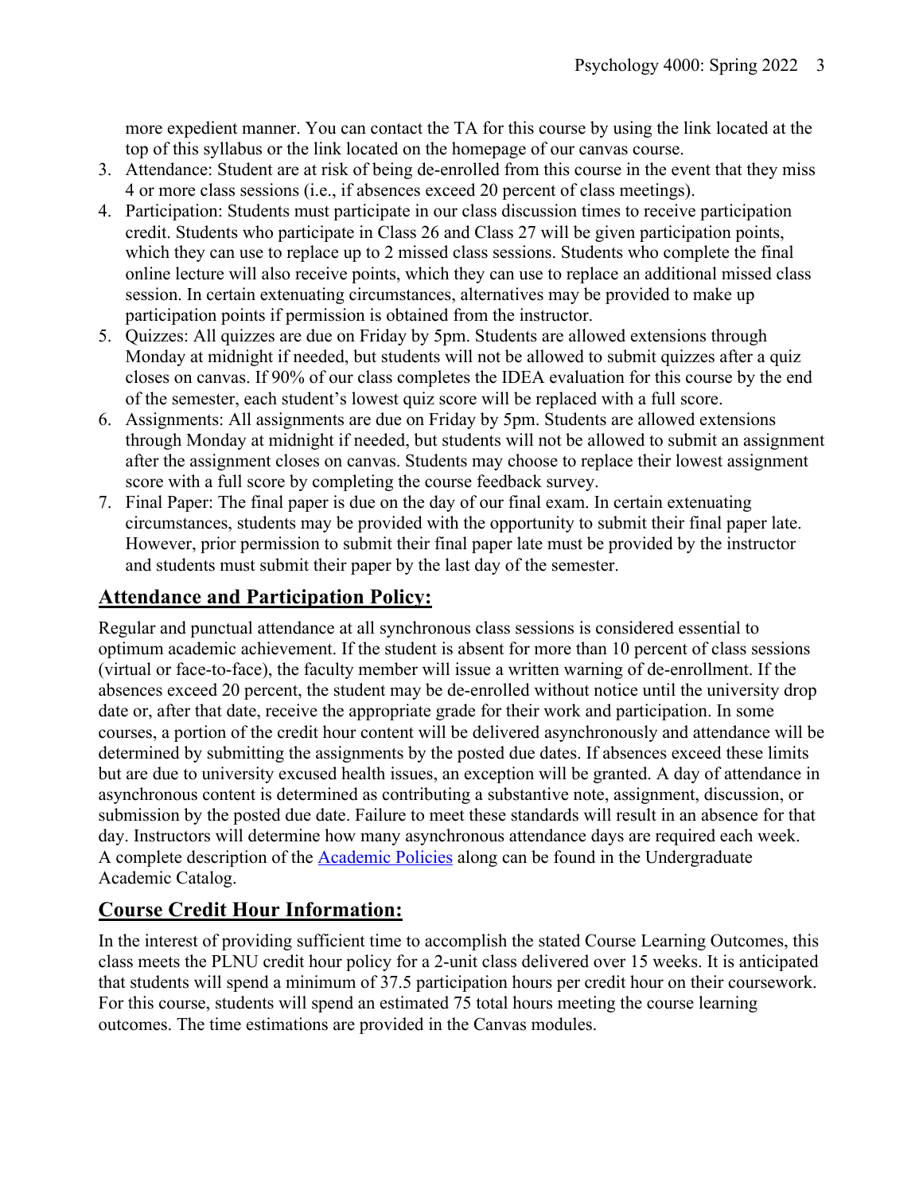more expedient manner. You can contact the TA for this course by using the link located at the top of this syllabus or the link located on the homepage of our canvas course.

3. Attendance: Student are at risk of being de-enrolled from this course in the event that they miss 4 or more class sessions (i.e., if absences exceed 20 percent of class meetings).
4. Participation: Students must participate in our class discussion times to receive participation credit. Students who participate in Class 26 and Class 27 will be given participation points, which they can use to replace up to 2 missed class sessions. Students who complete the final online lecture will also receive points, which they can use to replace an additional missed class session. In certain extenuating circumstances, alternatives may be provided to make up participation points if permission is obtained from the instructor.
5. Quizzes: All quizzes are due on Friday by 5pm. Students are allowed extensions through Monday at midnight if needed, but students will not be allowed to submit quizzes after a quiz closes on canvas. If 90% of our class completes the IDEA evaluation for this course by the end of the semester, each student's lowest quiz score will be replaced with a full score.
6. Assignments: All assignments are due on Friday by 5pm. Students are allowed extensions through Monday at midnight if needed, but students will not be allowed to submit an assignment after the assignment closes on canvas. Students may choose to replace their lowest assignment score with a full score by completing the course feedback survey.
7. Final Paper: The final paper is due on the day of our final exam. In certain extenuating circumstances, students may be provided with the opportunity to submit their final paper late. However, prior permission to submit their final paper late must be provided by the instructor and students must submit their paper by the last day of the semester.

## Attendance and Participation Policy:

Regular and punctual attendance at all synchronous class sessions is considered essential to optimum academic achievement. If the student is absent for more than 10 percent of class sessions (virtual or face-to-face), the faculty member will issue a written warning of de-enrollment. If the absences exceed 20 percent, the student may be de-enrolled without notice until the university drop date or, after that date, receive the appropriate grade for their work and participation. In some courses, a portion of the credit hour content will be delivered asynchronously and attendance will be determined by submitting the assignments by the posted due dates. If absences exceed these limits but are due to university excused health issues, an exception will be granted. A day of attendance in asynchronous content is determined as contributing a substantive note, assignment, discussion, or submission by the posted due date. Failure to meet these standards will result in an absence for that day. Instructors will determine how many asynchronous attendance days are required each week. A complete description of the Academic Policies along can be found in the Undergraduate Academic Catalog.

## Course Credit Hour Information:

In the interest of providing sufficient time to accomplish the stated Course Learning Outcomes, this class meets the PLNU credit hour policy for a 2-unit class delivered over 15 weeks. It is anticipated that students will spend a minimum of 37.5 participation hours per credit hour on their coursework. For this course, students will spend an estimated 75 total hours meeting the course learning outcomes. The time estimations are provided in the Canvas modules.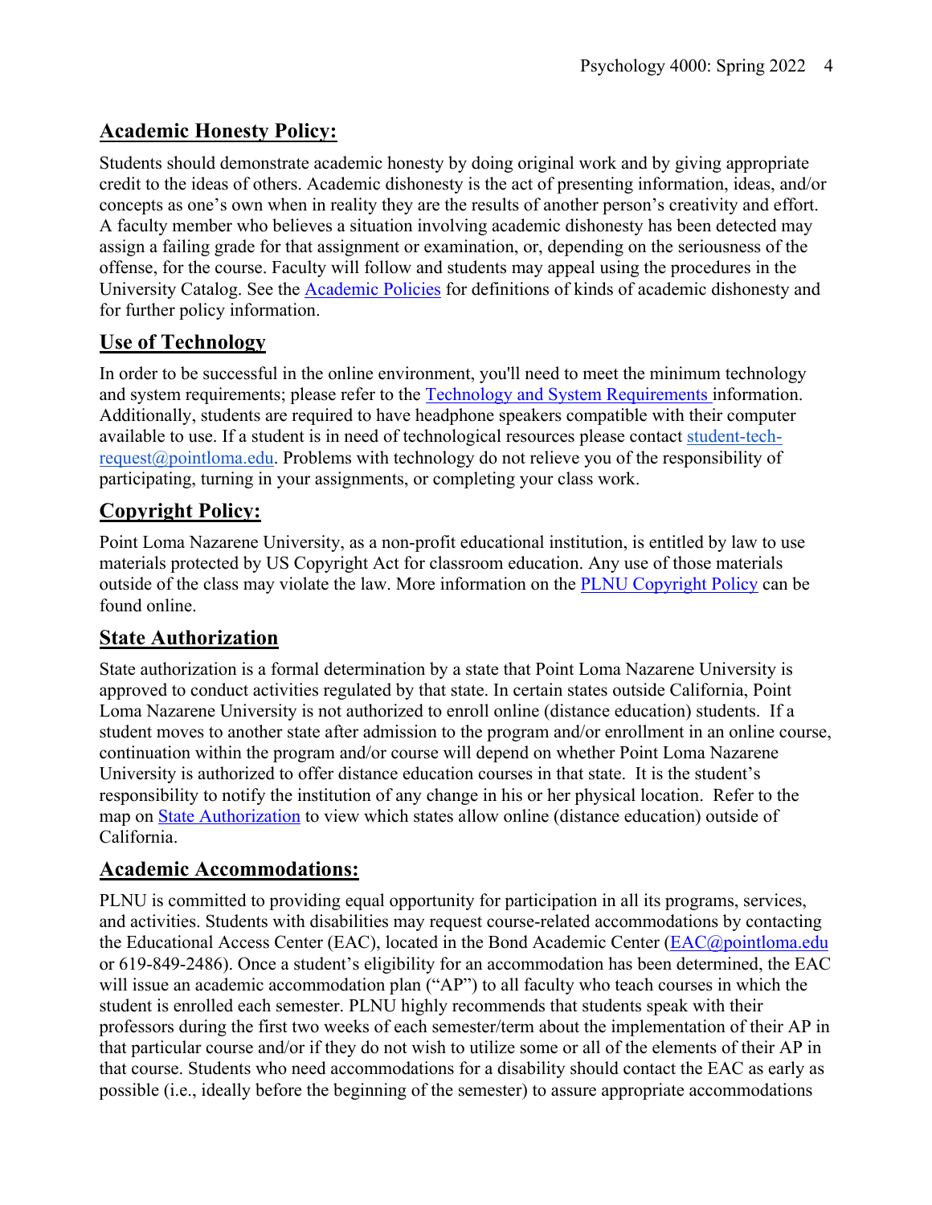## Academic Honesty Policy:

Students should demonstrate academic honesty by doing original work and by giving appropriate credit to the ideas of others. Academic dishonesty is the act of presenting information, ideas, and/or concepts as one's own when in reality they are the results of another person's creativity and effort. A faculty member who believes a situation involving academic dishonesty has been detected may assign a failing grade for that assignment or examination, or, depending on the seriousness of the offense, for the course. Faculty will follow and students may appeal using the procedures in the University Catalog. See the Academic Policies for definitions of kinds of academic dishonesty and for further policy information.

## Use of Technology

In order to be successful in the online environment, you'll need to meet the minimum technology and system requirements; please refer to the Technology and System Requirements information. Additionally, students are required to have headphone speakers compatible with their computer available to use. If a student is in need of technological resources please contact student-tech-request@pointloma.edu. Problems with technology do not relieve you of the responsibility of participating, turning in your assignments, or completing your class work.

## Copyright Policy:

Point Loma Nazarene University, as a non-profit educational institution, is entitled by law to use materials protected by US Copyright Act for classroom education. Any use of those materials outside of the class may violate the law. More information on the PLNU Copyright Policy can be found online.

## State Authorization

State authorization is a formal determination by a state that Point Loma Nazarene University is approved to conduct activities regulated by that state. In certain states outside California, Point Loma Nazarene University is not authorized to enroll online (distance education) students. If a student moves to another state after admission to the program and/or enrollment in an online course, continuation within the program and/or course will depend on whether Point Loma Nazarene University is authorized to offer distance education courses in that state. It is the student's responsibility to notify the institution of any change in his or her physical location. Refer to the map on State Authorization to view which states allow online (distance education) outside of California.

## Academic Accommodations:

PLNU is committed to providing equal opportunity for participation in all its programs, services, and activities. Students with disabilities may request course-related accommodations by contacting the Educational Access Center (EAC), located in the Bond Academic Center (EAC@pointloma.edu or 619-849-2486). Once a student's eligibility for an accommodation has been determined, the EAC will issue an academic accommodation plan ("AP") to all faculty who teach courses in which the student is enrolled each semester. PLNU highly recommends that students speak with their professors during the first two weeks of each semester/term about the implementation of their AP in that particular course and/or if they do not wish to utilize some or all of the elements of their AP in that course. Students who need accommodations for a disability should contact the EAC as early as possible (i.e., ideally before the beginning of the semester) to assure appropriate accommodations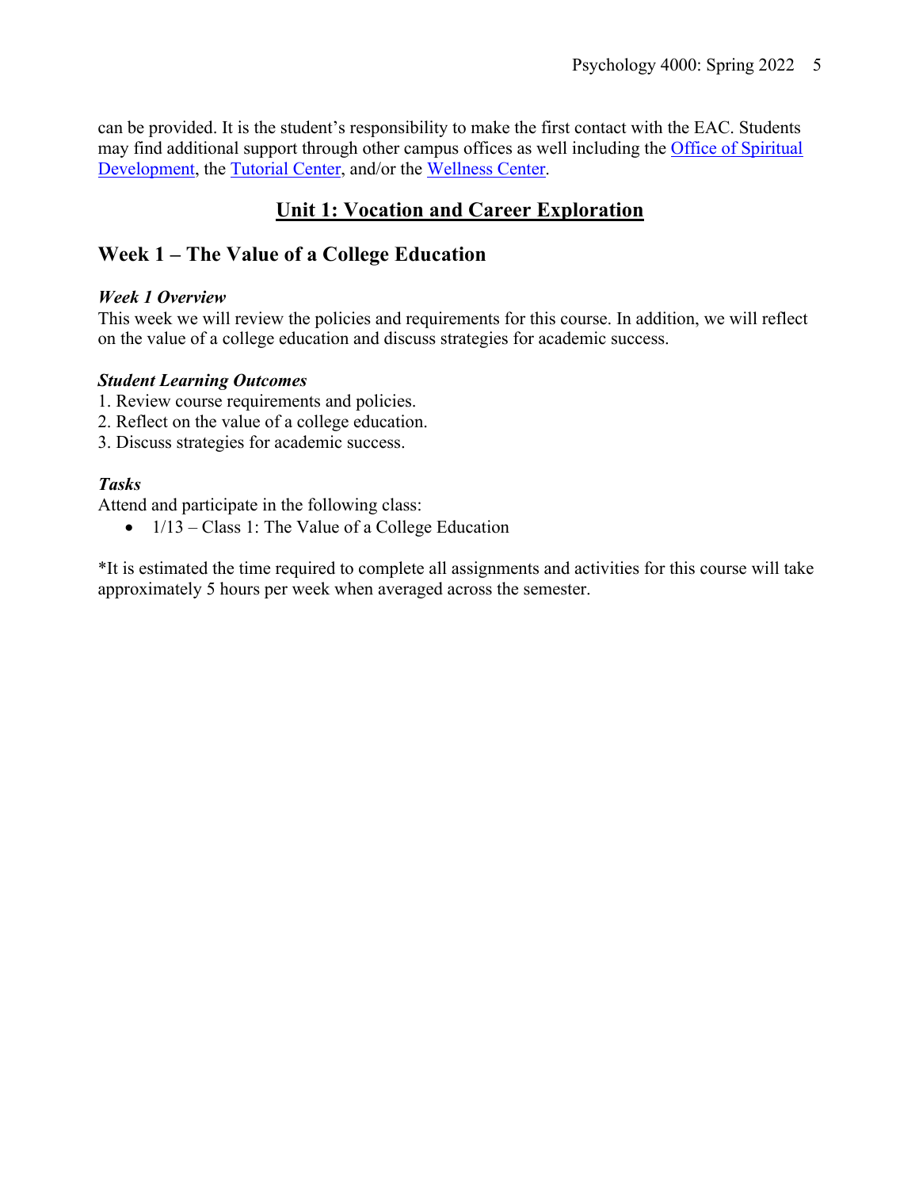can be provided. It is the student's responsibility to make the first contact with the EAC. Students may find additional support through other campus offices as well including the Office of Spiritual Development, the Tutorial Center, and/or the Wellness Center.

# Unit 1: Vocation and Career Exploration

## Week 1 – The Value of a College Education

### *Week 1 Overview*

This week we will review the policies and requirements for this course. In addition, we will reflect on the value of a college education and discuss strategies for academic success.

### *Student Learning Outcomes*

1. Review course requirements and policies.
2. Reflect on the value of a college education.
3. Discuss strategies for academic success.

### *Tasks*

Attend and participate in the following class:

- 1/13 – Class 1: The Value of a College Education

*It is estimated the time required to complete all assignments and activities for this course will take approximately 5 hours per week when averaged across the semester.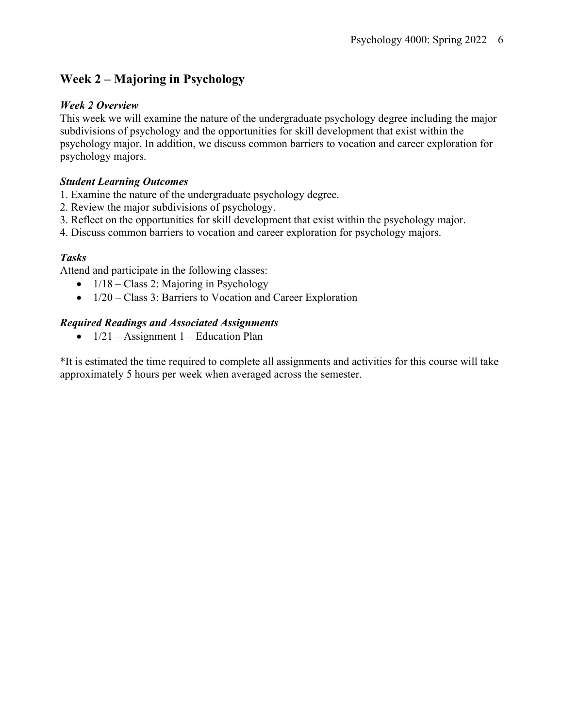## Week 2 – Majoring in Psychology

### *Week 2 Overview*

This week we will examine the nature of the undergraduate psychology degree including the major subdivisions of psychology and the opportunities for skill development that exist within the psychology major. In addition, we discuss common barriers to vocation and career exploration for psychology majors.

### *Student Learning Outcomes*

1. Examine the nature of the undergraduate psychology degree.
2. Review the major subdivisions of psychology.
3. Reflect on the opportunities for skill development that exist within the psychology major.
4. Discuss common barriers to vocation and career exploration for psychology majors.

### *Tasks*

Attend and participate in the following classes:

- 1/18 – Class 2: Majoring in Psychology
- 1/20 – Class 3: Barriers to Vocation and Career Exploration

### *Required Readings and Associated Assignments*

- 1/21 – Assignment 1 – Education Plan

*It is estimated the time required to complete all assignments and activities for this course will take approximately 5 hours per week when averaged across the semester.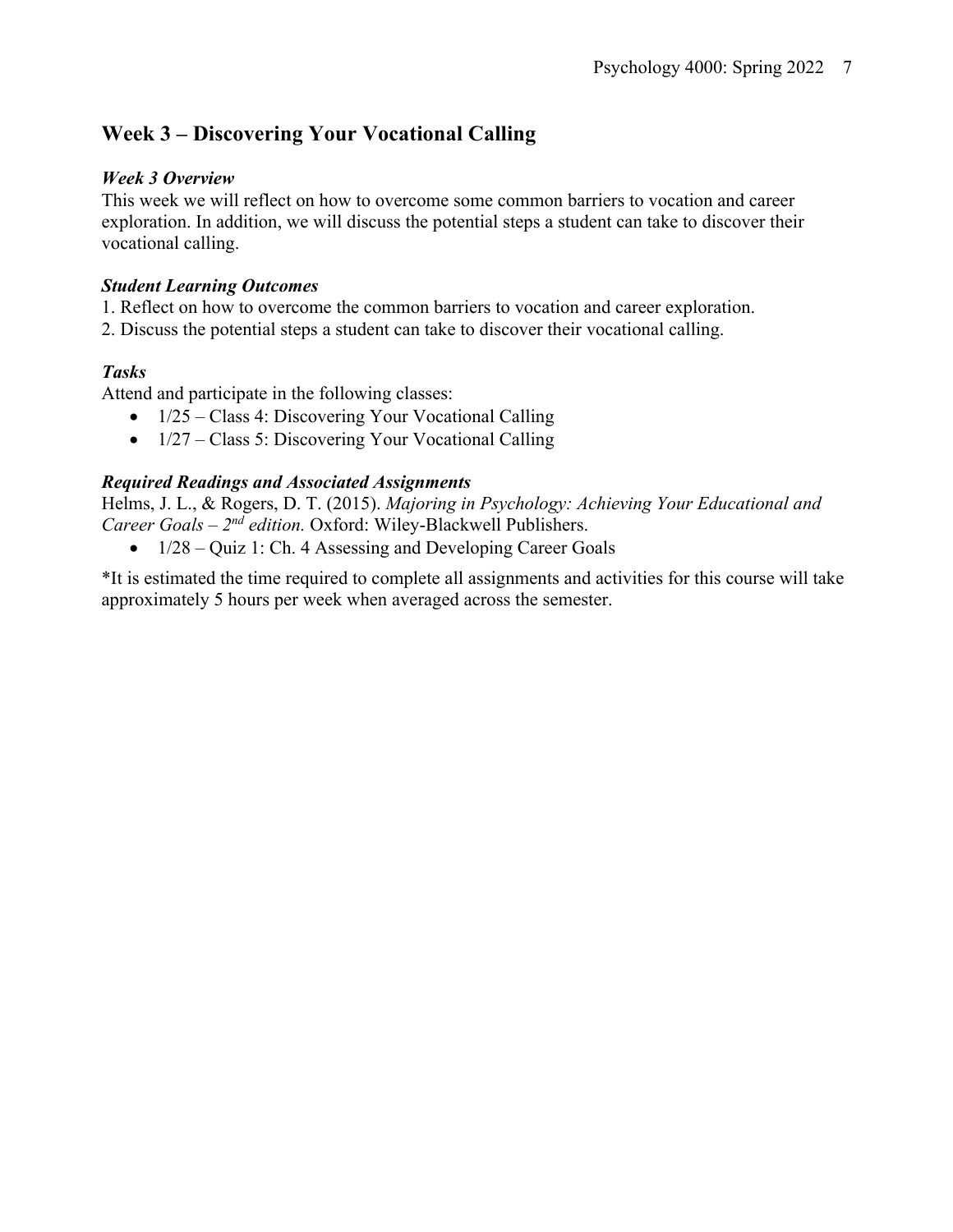## Week 3 – Discovering Your Vocational Calling

### *Week 3 Overview*

This week we will reflect on how to overcome some common barriers to vocation and career exploration. In addition, we will discuss the potential steps a student can take to discover their vocational calling.

### *Student Learning Outcomes*

1. Reflect on how to overcome the common barriers to vocation and career exploration.
2. Discuss the potential steps a student can take to discover their vocational calling.

### *Tasks*

Attend and participate in the following classes:

- 1/25 – Class 4: Discovering Your Vocational Calling
- 1/27 – Class 5: Discovering Your Vocational Calling

### *Required Readings and Associated Assignments*

Helms, J. L., & Rogers, D. T. (2015). *Majoring in Psychology: Achieving Your Educational and Career Goals – 2nd edition.* Oxford: Wiley-Blackwell Publishers.

- 1/28 – Quiz 1: Ch. 4 Assessing and Developing Career Goals

*It is estimated the time required to complete all assignments and activities for this course will take approximately 5 hours per week when averaged across the semester.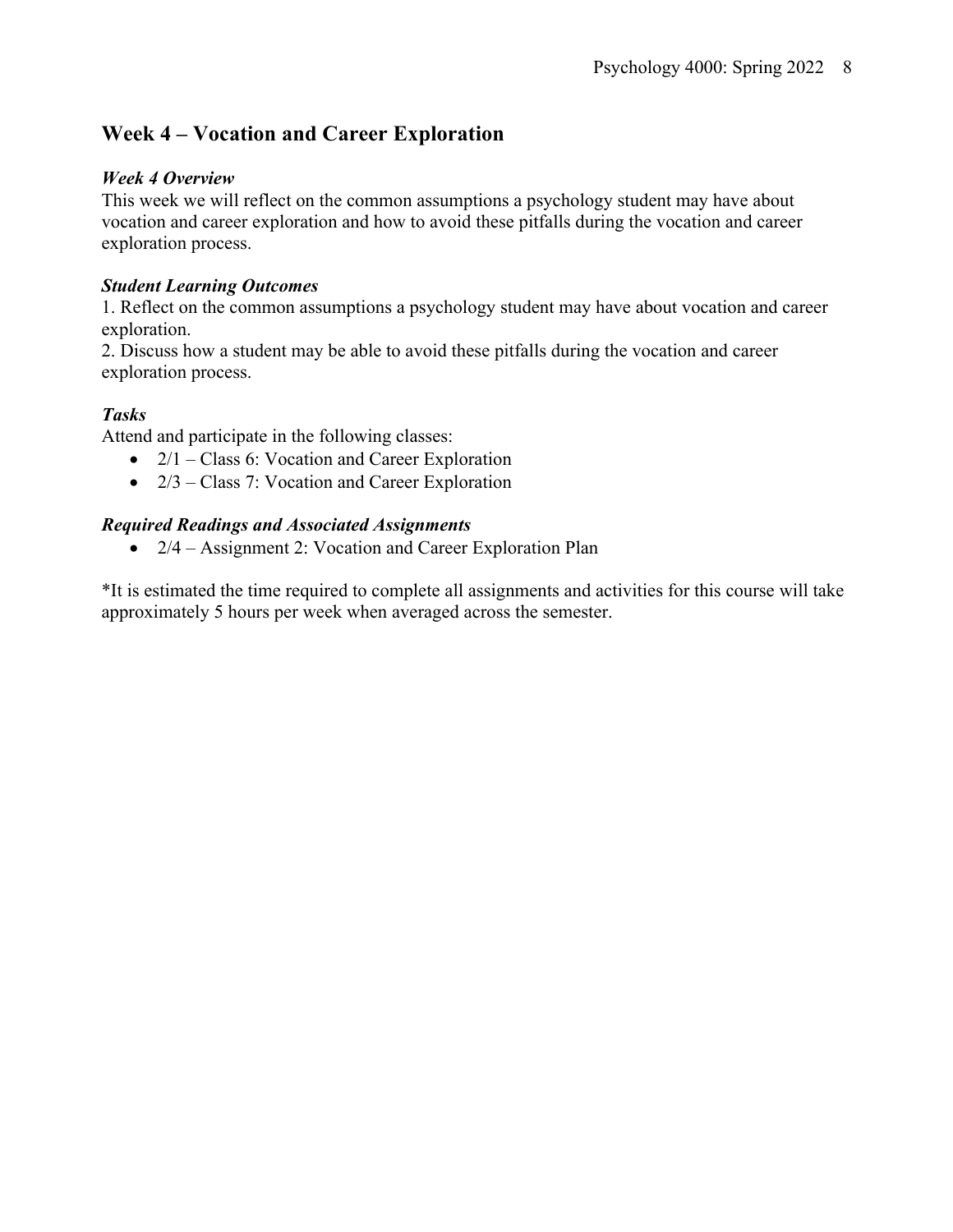## Week 4 – Vocation and Career Exploration

### *Week 4 Overview*

This week we will reflect on the common assumptions a psychology student may have about vocation and career exploration and how to avoid these pitfalls during the vocation and career exploration process.

### *Student Learning Outcomes*

1. Reflect on the common assumptions a psychology student may have about vocation and career exploration.
2. Discuss how a student may be able to avoid these pitfalls during the vocation and career exploration process.

### *Tasks*

Attend and participate in the following classes:

- 2/1 – Class 6: Vocation and Career Exploration
- 2/3 – Class 7: Vocation and Career Exploration

### *Required Readings and Associated Assignments*

- 2/4 – Assignment 2: Vocation and Career Exploration Plan

*It is estimated the time required to complete all assignments and activities for this course will take approximately 5 hours per week when averaged across the semester.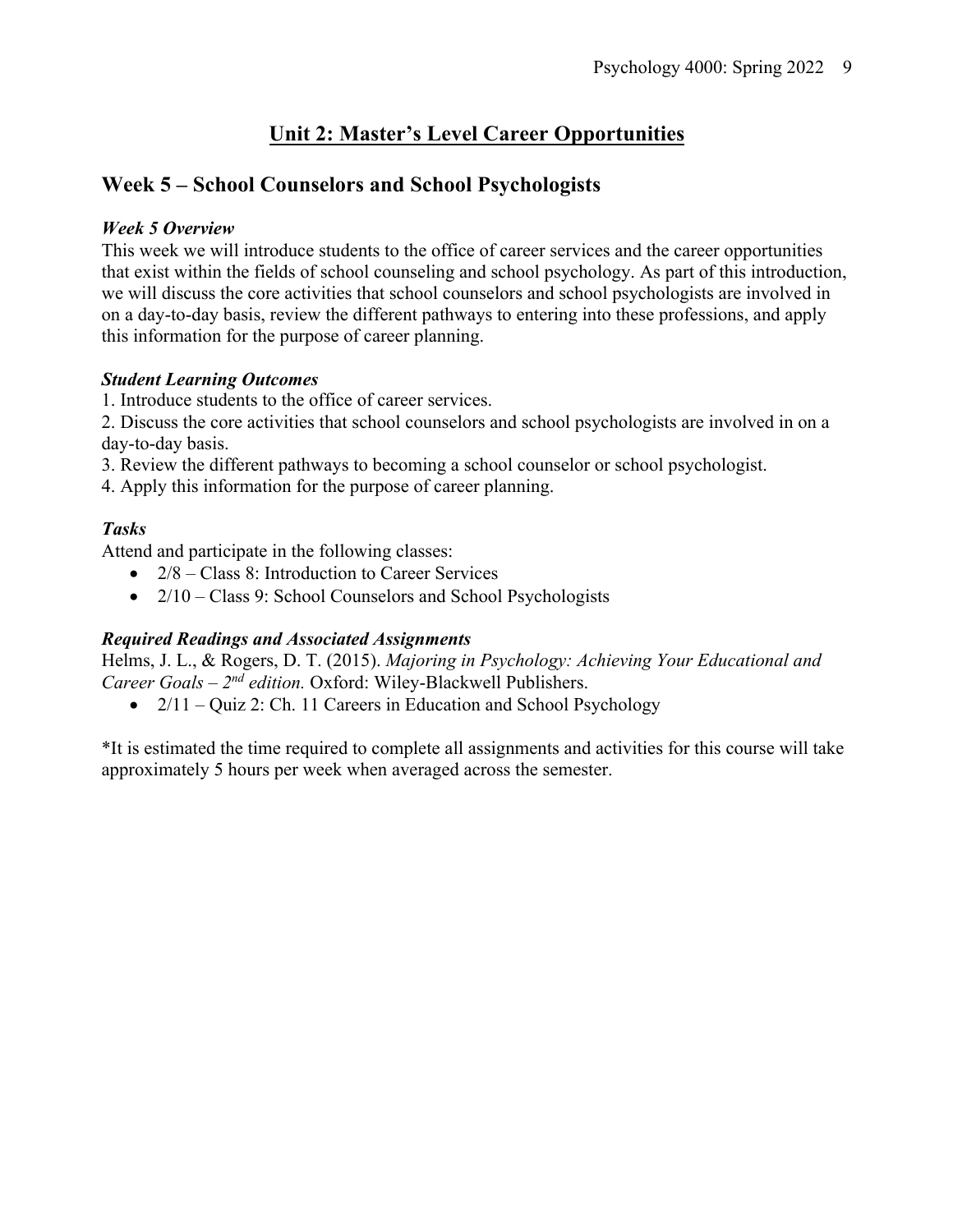# Unit 2: Master's Level Career Opportunities

## Week 5 – School Counselors and School Psychologists

### *Week 5 Overview*

This week we will introduce students to the office of career services and the career opportunities that exist within the fields of school counseling and school psychology. As part of this introduction, we will discuss the core activities that school counselors and school psychologists are involved in on a day-to-day basis, review the different pathways to entering into these professions, and apply this information for the purpose of career planning.

### *Student Learning Outcomes*

1. Introduce students to the office of career services.
2. Discuss the core activities that school counselors and school psychologists are involved in on a day-to-day basis.
3. Review the different pathways to becoming a school counselor or school psychologist.
4. Apply this information for the purpose of career planning.

### *Tasks*

Attend and participate in the following classes:

- 2/8 – Class 8: Introduction to Career Services
- 2/10 – Class 9: School Counselors and School Psychologists

### *Required Readings and Associated Assignments*

Helms, J. L., & Rogers, D. T. (2015). *Majoring in Psychology: Achieving Your Educational and Career Goals – 2nd edition.* Oxford: Wiley-Blackwell Publishers.

- 2/11 – Quiz 2: Ch. 11 Careers in Education and School Psychology

*It is estimated the time required to complete all assignments and activities for this course will take approximately 5 hours per week when averaged across the semester.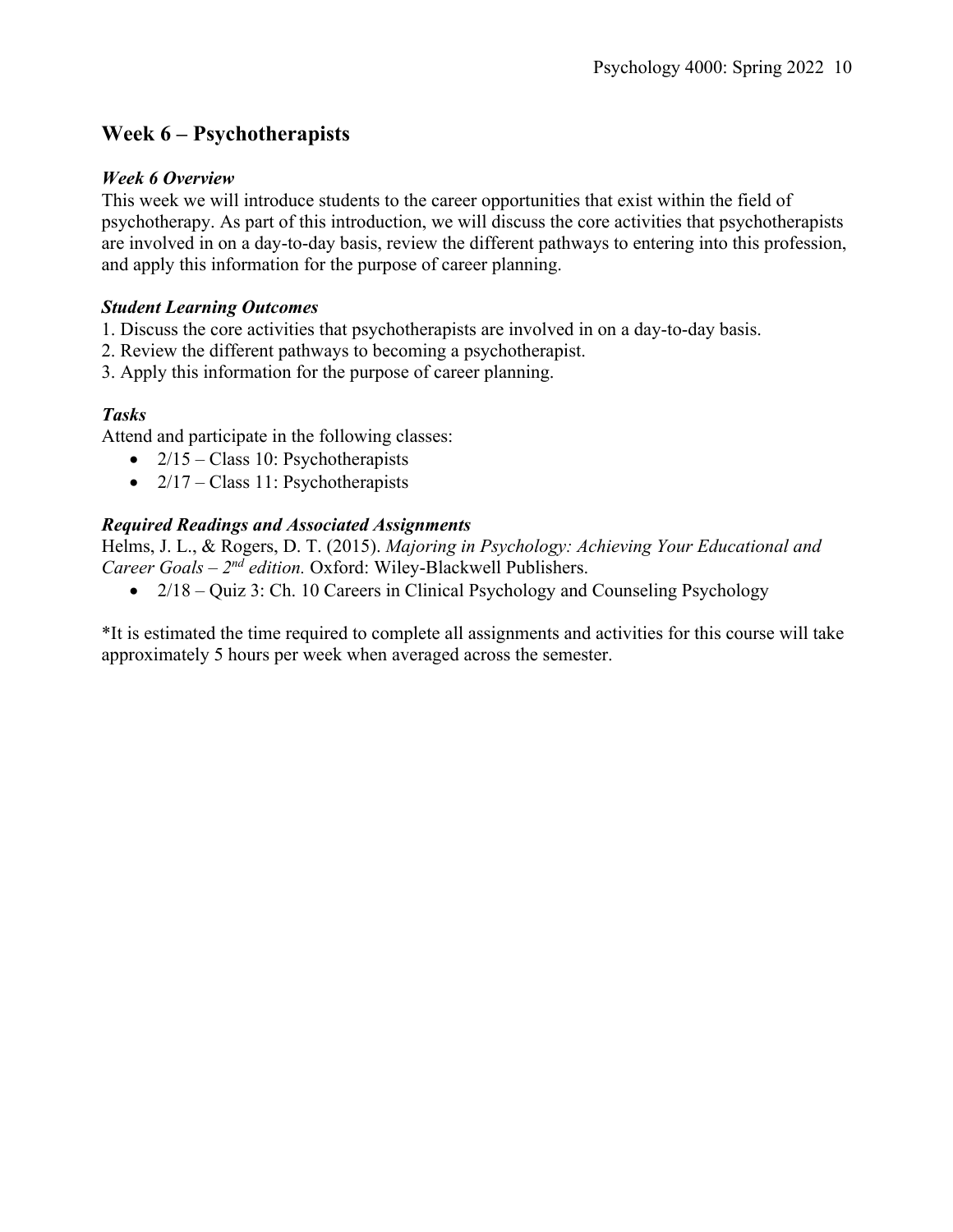## Week 6 – Psychotherapists

### *Week 6 Overview*

This week we will introduce students to the career opportunities that exist within the field of psychotherapy. As part of this introduction, we will discuss the core activities that psychotherapists are involved in on a day-to-day basis, review the different pathways to entering into this profession, and apply this information for the purpose of career planning.

### *Student Learning Outcomes*

1. Discuss the core activities that psychotherapists are involved in on a day-to-day basis.
2. Review the different pathways to becoming a psychotherapist.
3. Apply this information for the purpose of career planning.

### *Tasks*

Attend and participate in the following classes:

- 2/15 – Class 10: Psychotherapists
- 2/17 – Class 11: Psychotherapists

### *Required Readings and Associated Assignments*

Helms, J. L., & Rogers, D. T. (2015). *Majoring in Psychology: Achieving Your Educational and Career Goals – 2nd edition.* Oxford: Wiley-Blackwell Publishers.

- 2/18 – Quiz 3: Ch. 10 Careers in Clinical Psychology and Counseling Psychology

*It is estimated the time required to complete all assignments and activities for this course will take approximately 5 hours per week when averaged across the semester.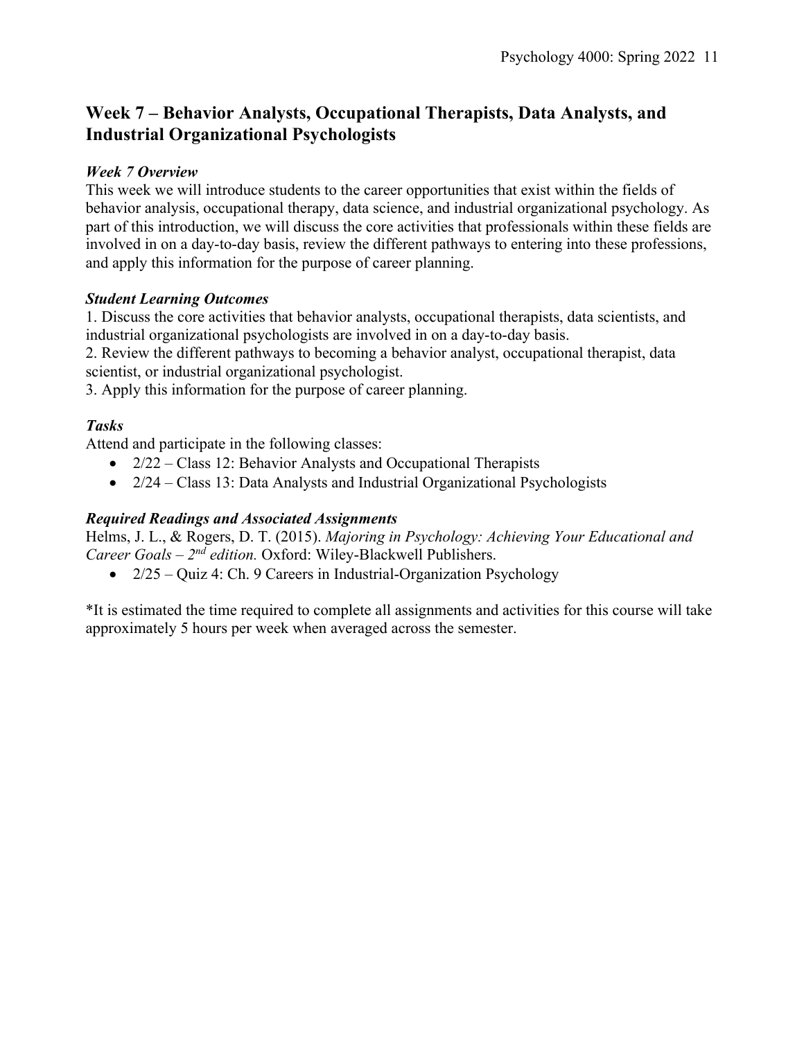## Week 7 – Behavior Analysts, Occupational Therapists, Data Analysts, and Industrial Organizational Psychologists

### *Week 7 Overview*

This week we will introduce students to the career opportunities that exist within the fields of behavior analysis, occupational therapy, data science, and industrial organizational psychology. As part of this introduction, we will discuss the core activities that professionals within these fields are involved in on a day-to-day basis, review the different pathways to entering into these professions, and apply this information for the purpose of career planning.

### *Student Learning Outcomes*

1. Discuss the core activities that behavior analysts, occupational therapists, data scientists, and industrial organizational psychologists are involved in on a day-to-day basis.
2. Review the different pathways to becoming a behavior analyst, occupational therapist, data scientist, or industrial organizational psychologist.
3. Apply this information for the purpose of career planning.

### *Tasks*

Attend and participate in the following classes:

- 2/22 – Class 12: Behavior Analysts and Occupational Therapists
- 2/24 – Class 13: Data Analysts and Industrial Organizational Psychologists

### *Required Readings and Associated Assignments*

Helms, J. L., & Rogers, D. T. (2015). *Majoring in Psychology: Achieving Your Educational and Career Goals – 2nd edition.* Oxford: Wiley-Blackwell Publishers.

- 2/25 – Quiz 4: Ch. 9 Careers in Industrial-Organization Psychology

*It is estimated the time required to complete all assignments and activities for this course will take approximately 5 hours per week when averaged across the semester.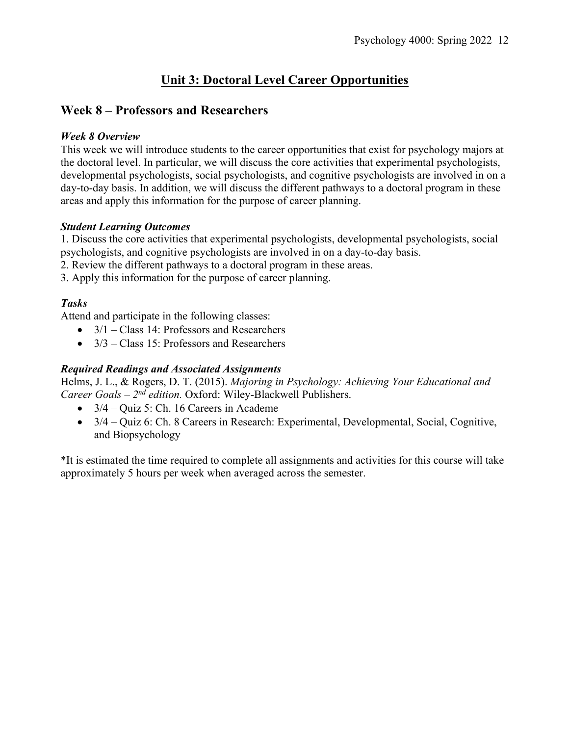# Unit 3: Doctoral Level Career Opportunities

## Week 8 – Professors and Researchers

### *Week 8 Overview*

This week we will introduce students to the career opportunities that exist for psychology majors at the doctoral level. In particular, we will discuss the core activities that experimental psychologists, developmental psychologists, social psychologists, and cognitive psychologists are involved in on a day-to-day basis. In addition, we will discuss the different pathways to a doctoral program in these areas and apply this information for the purpose of career planning.

### *Student Learning Outcomes*

1. Discuss the core activities that experimental psychologists, developmental psychologists, social psychologists, and cognitive psychologists are involved in on a day-to-day basis.
2. Review the different pathways to a doctoral program in these areas.
3. Apply this information for the purpose of career planning.

### *Tasks*

Attend and participate in the following classes:

- 3/1 – Class 14: Professors and Researchers
- 3/3 – Class 15: Professors and Researchers

### *Required Readings and Associated Assignments*

Helms, J. L., & Rogers, D. T. (2015). *Majoring in Psychology: Achieving Your Educational and Career Goals – 2nd edition.* Oxford: Wiley-Blackwell Publishers.

- 3/4 – Quiz 5: Ch. 16 Careers in Academe
- 3/4 – Quiz 6: Ch. 8 Careers in Research: Experimental, Developmental, Social, Cognitive, and Biopsychology

*It is estimated the time required to complete all assignments and activities for this course will take approximately 5 hours per week when averaged across the semester.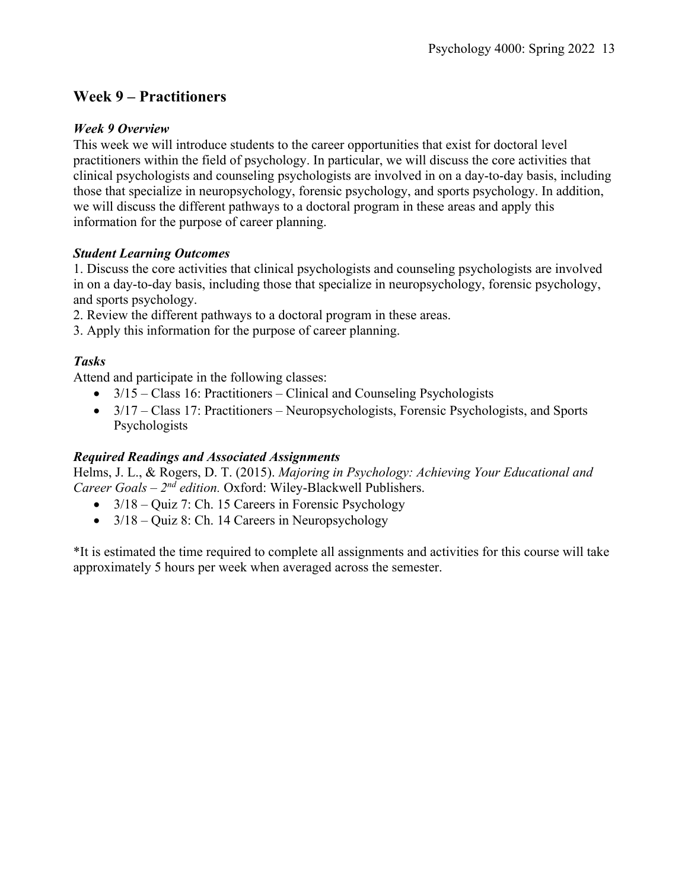## Week 9 – Practitioners

### *Week 9 Overview*

This week we will introduce students to the career opportunities that exist for doctoral level practitioners within the field of psychology. In particular, we will discuss the core activities that clinical psychologists and counseling psychologists are involved in on a day-to-day basis, including those that specialize in neuropsychology, forensic psychology, and sports psychology. In addition, we will discuss the different pathways to a doctoral program in these areas and apply this information for the purpose of career planning.

### *Student Learning Outcomes*

1. Discuss the core activities that clinical psychologists and counseling psychologists are involved in on a day-to-day basis, including those that specialize in neuropsychology, forensic psychology, and sports psychology.
2. Review the different pathways to a doctoral program in these areas.
3. Apply this information for the purpose of career planning.

### *Tasks*

Attend and participate in the following classes:

- 3/15 – Class 16: Practitioners – Clinical and Counseling Psychologists
- 3/17 – Class 17: Practitioners – Neuropsychologists, Forensic Psychologists, and Sports Psychologists

### *Required Readings and Associated Assignments*

Helms, J. L., & Rogers, D. T. (2015). *Majoring in Psychology: Achieving Your Educational and Career Goals – 2nd edition.* Oxford: Wiley-Blackwell Publishers.

- 3/18 – Quiz 7: Ch. 15 Careers in Forensic Psychology
- 3/18 – Quiz 8: Ch. 14 Careers in Neuropsychology

*It is estimated the time required to complete all assignments and activities for this course will take approximately 5 hours per week when averaged across the semester.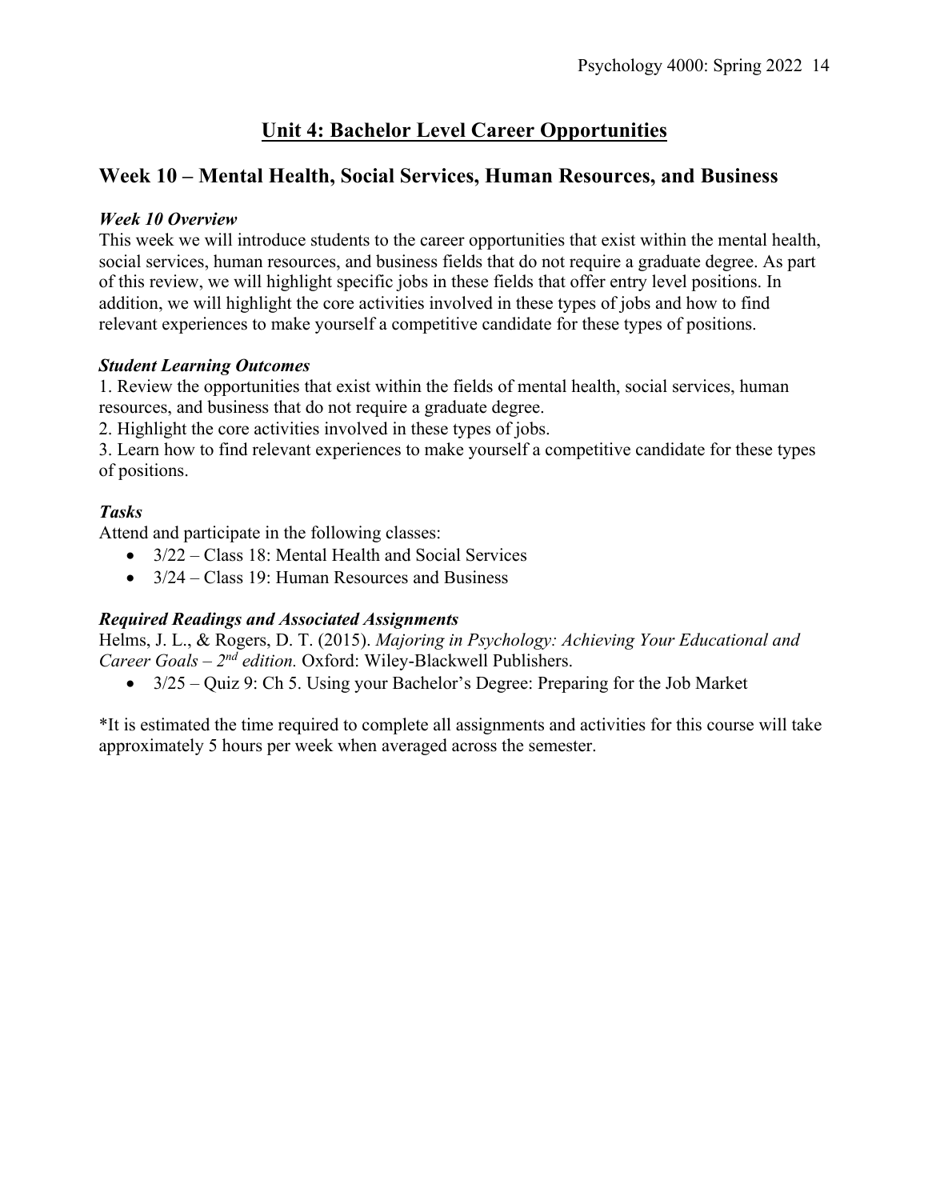## Unit 4: Bachelor Level Career Opportunities

### Week 10 – Mental Health, Social Services, Human Resources, and Business

***Week 10 Overview***

This week we will introduce students to the career opportunities that exist within the mental health, social services, human resources, and business fields that do not require a graduate degree. As part of this review, we will highlight specific jobs in these fields that offer entry level positions. In addition, we will highlight the core activities involved in these types of jobs and how to find relevant experiences to make yourself a competitive candidate for these types of positions.

***Student Learning Outcomes***

1. Review the opportunities that exist within the fields of mental health, social services, human resources, and business that do not require a graduate degree.
2. Highlight the core activities involved in these types of jobs.
3. Learn how to find relevant experiences to make yourself a competitive candidate for these types of positions.

***Tasks***

Attend and participate in the following classes:

- 3/22 – Class 18: Mental Health and Social Services
- 3/24 – Class 19: Human Resources and Business

***Required Readings and Associated Assignments***

Helms, J. L., & Rogers, D. T. (2015). *Majoring in Psychology: Achieving Your Educational and Career Goals – 2nd edition.* Oxford: Wiley-Blackwell Publishers.

- 3/25 – Quiz 9: Ch 5. Using your Bachelor's Degree: Preparing for the Job Market

*It is estimated the time required to complete all assignments and activities for this course will take approximately 5 hours per week when averaged across the semester.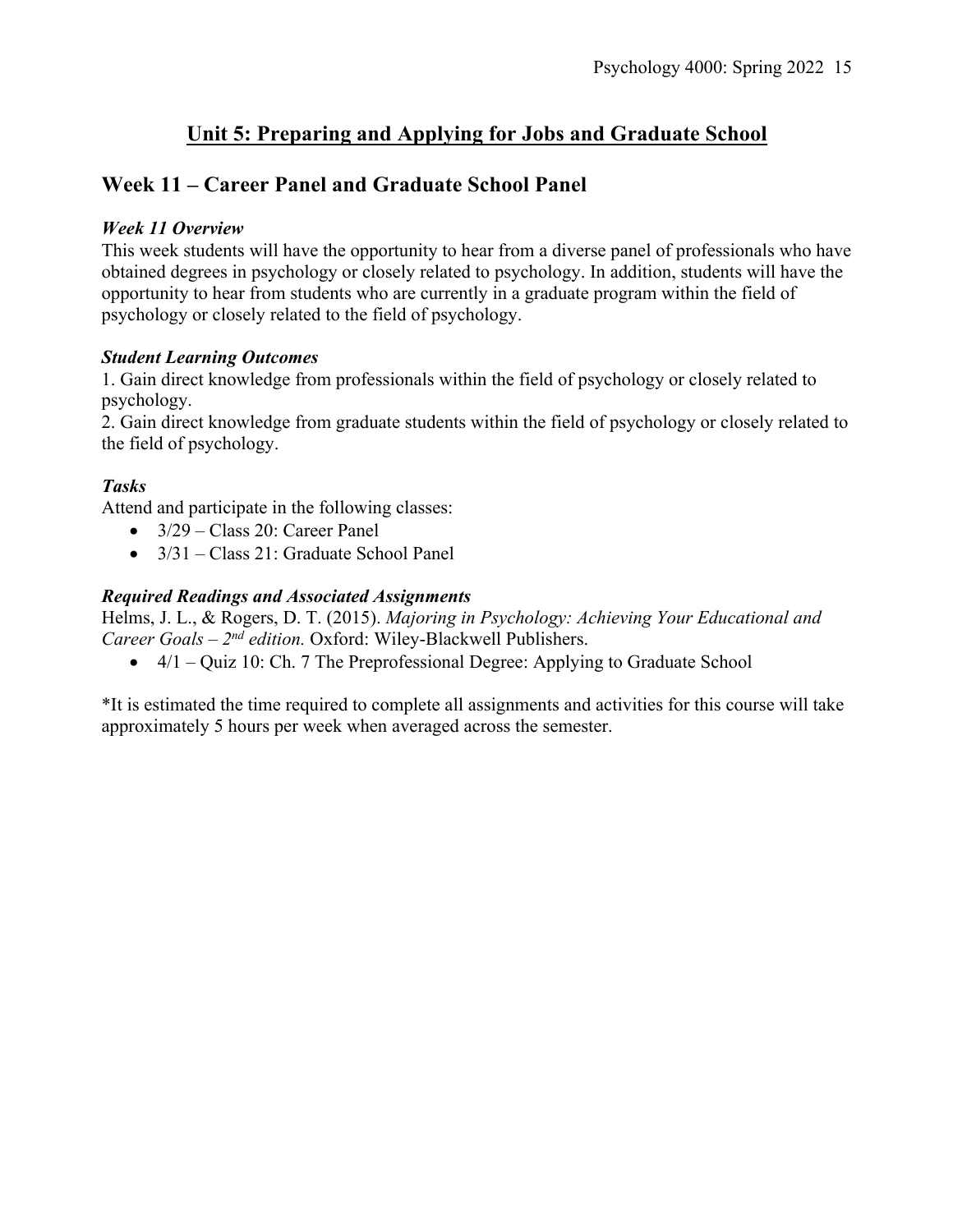# Unit 5: Preparing and Applying for Jobs and Graduate School

## Week 11 – Career Panel and Graduate School Panel

### *Week 11 Overview*

This week students will have the opportunity to hear from a diverse panel of professionals who have obtained degrees in psychology or closely related to psychology. In addition, students will have the opportunity to hear from students who are currently in a graduate program within the field of psychology or closely related to the field of psychology.

### *Student Learning Outcomes*

1. Gain direct knowledge from professionals within the field of psychology or closely related to psychology.
2. Gain direct knowledge from graduate students within the field of psychology or closely related to the field of psychology.

### *Tasks*

Attend and participate in the following classes:

- 3/29 – Class 20: Career Panel
- 3/31 – Class 21: Graduate School Panel

### *Required Readings and Associated Assignments*

Helms, J. L., & Rogers, D. T. (2015). *Majoring in Psychology: Achieving Your Educational and Career Goals – 2nd edition.* Oxford: Wiley-Blackwell Publishers.

- 4/1 – Quiz 10: Ch. 7 The Preprofessional Degree: Applying to Graduate School

*It is estimated the time required to complete all assignments and activities for this course will take approximately 5 hours per week when averaged across the semester.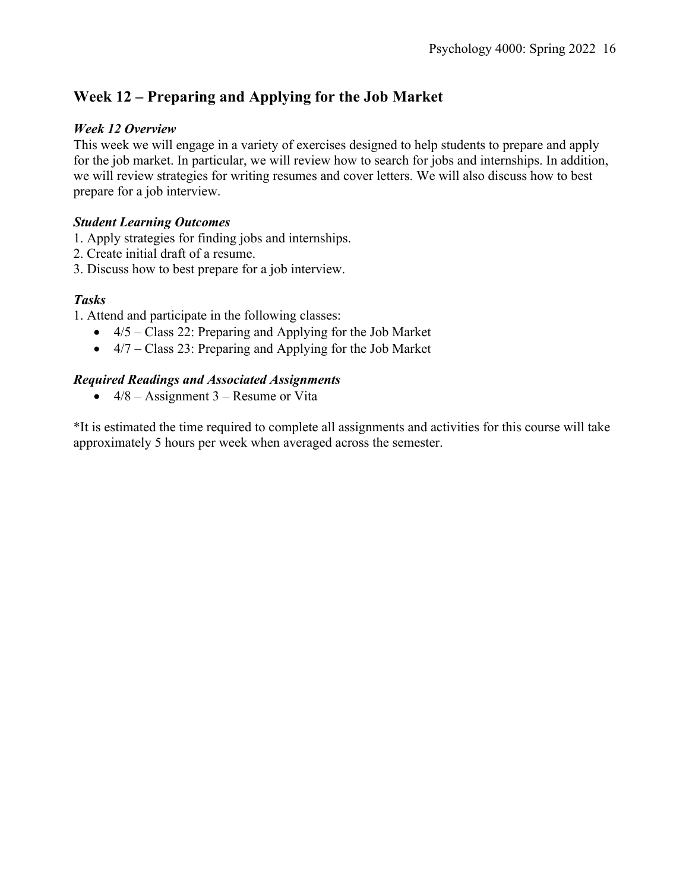## Week 12 – Preparing and Applying for the Job Market

### *Week 12 Overview*

This week we will engage in a variety of exercises designed to help students to prepare and apply for the job market. In particular, we will review how to search for jobs and internships. In addition, we will review strategies for writing resumes and cover letters. We will also discuss how to best prepare for a job interview.

### *Student Learning Outcomes*

1. Apply strategies for finding jobs and internships.
2. Create initial draft of a resume.
3. Discuss how to best prepare for a job interview.

### *Tasks*

1. Attend and participate in the following classes:
    - 4/5 – Class 22: Preparing and Applying for the Job Market
    - 4/7 – Class 23: Preparing and Applying for the Job Market

### *Required Readings and Associated Assignments*

- 4/8 – Assignment 3 – Resume or Vita

*It is estimated the time required to complete all assignments and activities for this course will take approximately 5 hours per week when averaged across the semester.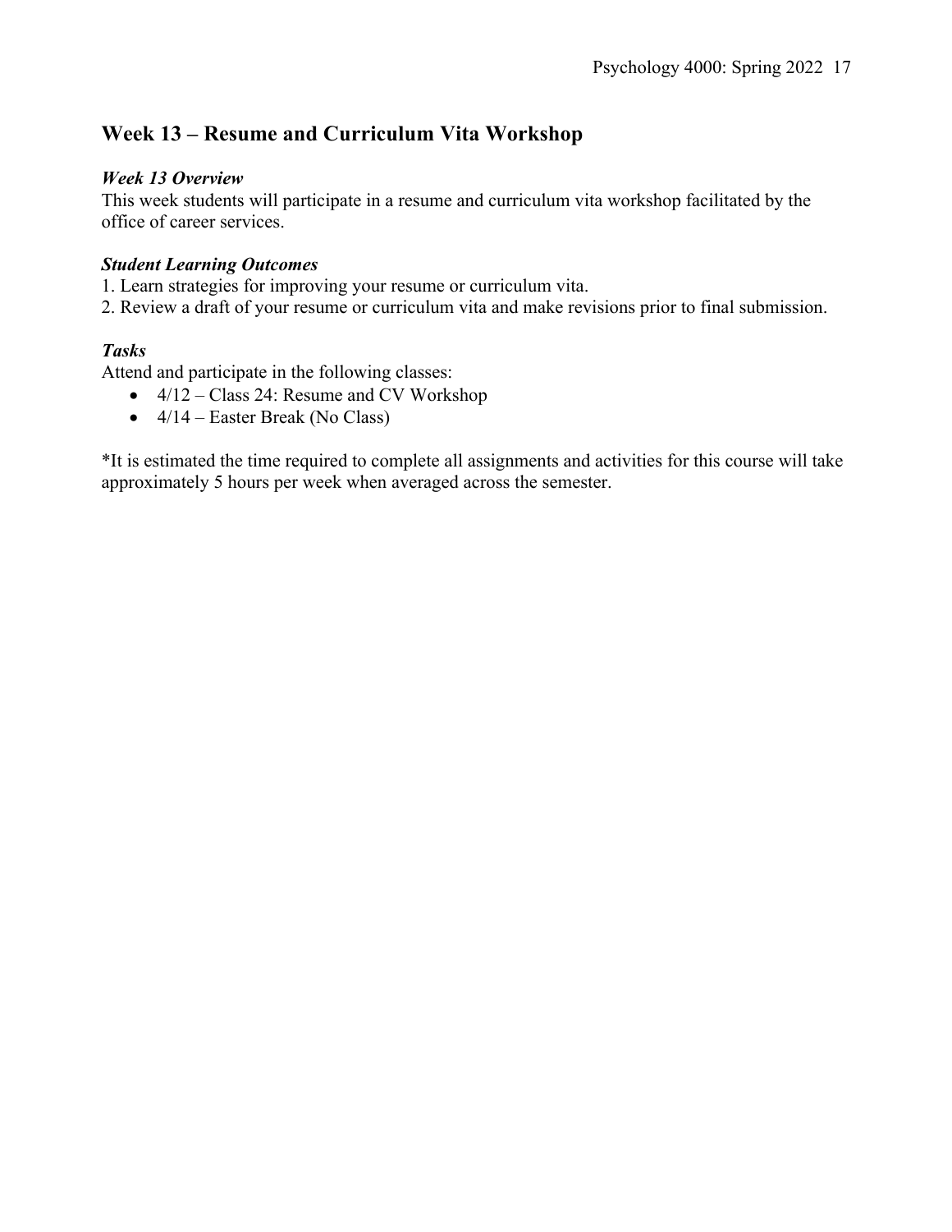## Week 13 – Resume and Curriculum Vita Workshop

### *Week 13 Overview*

This week students will participate in a resume and curriculum vita workshop facilitated by the office of career services.

### *Student Learning Outcomes*

1. Learn strategies for improving your resume or curriculum vita.
2. Review a draft of your resume or curriculum vita and make revisions prior to final submission.

### *Tasks*

Attend and participate in the following classes:

- 4/12 – Class 24: Resume and CV Workshop
- 4/14 – Easter Break (No Class)

*It is estimated the time required to complete all assignments and activities for this course will take approximately 5 hours per week when averaged across the semester.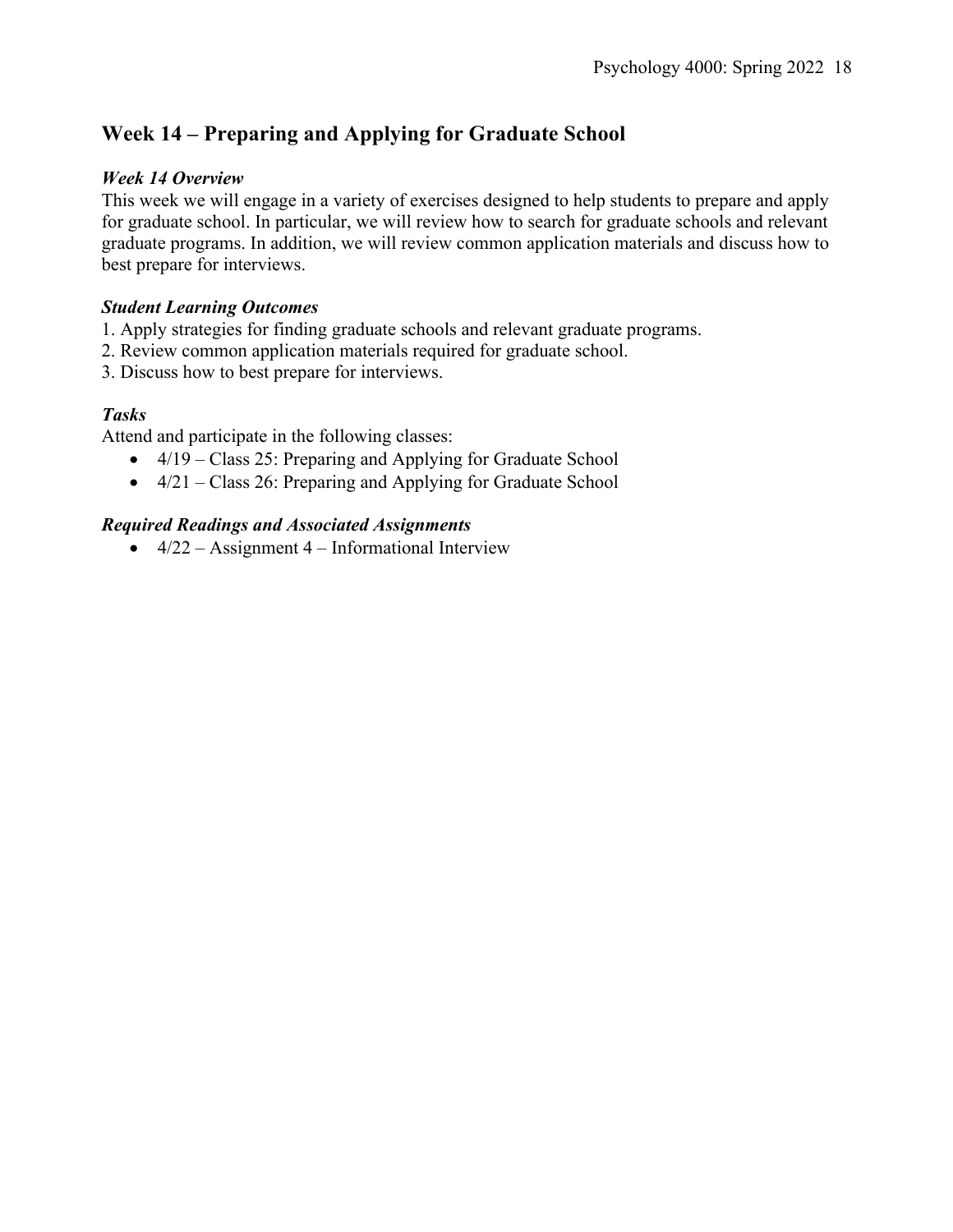## Week 14 – Preparing and Applying for Graduate School

### *Week 14 Overview*

This week we will engage in a variety of exercises designed to help students to prepare and apply for graduate school. In particular, we will review how to search for graduate schools and relevant graduate programs. In addition, we will review common application materials and discuss how to best prepare for interviews.

### *Student Learning Outcomes*

1. Apply strategies for finding graduate schools and relevant graduate programs.
2. Review common application materials required for graduate school.
3. Discuss how to best prepare for interviews.

### *Tasks*

Attend and participate in the following classes:

- 4/19 – Class 25: Preparing and Applying for Graduate School
- 4/21 – Class 26: Preparing and Applying for Graduate School

### *Required Readings and Associated Assignments*

- 4/22 – Assignment 4 – Informational Interview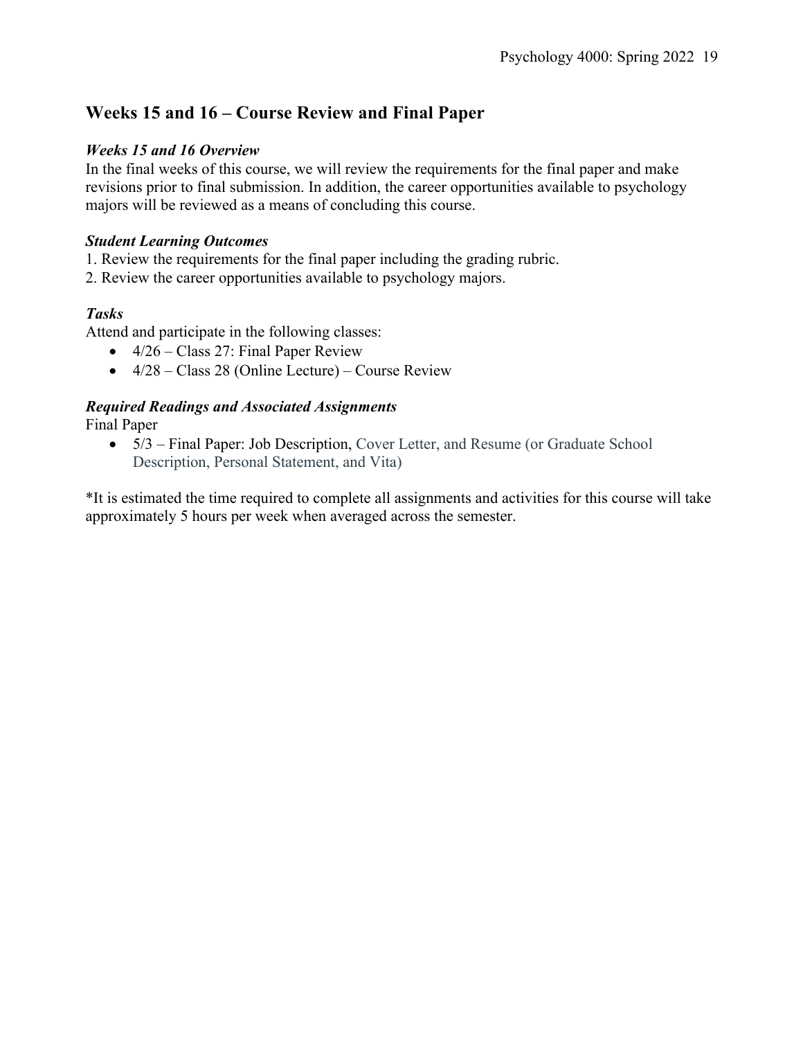## Weeks 15 and 16 – Course Review and Final Paper

### *Weeks 15 and 16 Overview*

In the final weeks of this course, we will review the requirements for the final paper and make revisions prior to final submission. In addition, the career opportunities available to psychology majors will be reviewed as a means of concluding this course.

### *Student Learning Outcomes*

1. Review the requirements for the final paper including the grading rubric.
2. Review the career opportunities available to psychology majors.

### *Tasks*

Attend and participate in the following classes:

- 4/26 – Class 27: Final Paper Review
- 4/28 – Class 28 (Online Lecture) – Course Review

### *Required Readings and Associated Assignments*

Final Paper

- 5/3 – Final Paper: Job Description, Cover Letter, and Resume (or Graduate School Description, Personal Statement, and Vita)

*It is estimated the time required to complete all assignments and activities for this course will take approximately 5 hours per week when averaged across the semester.